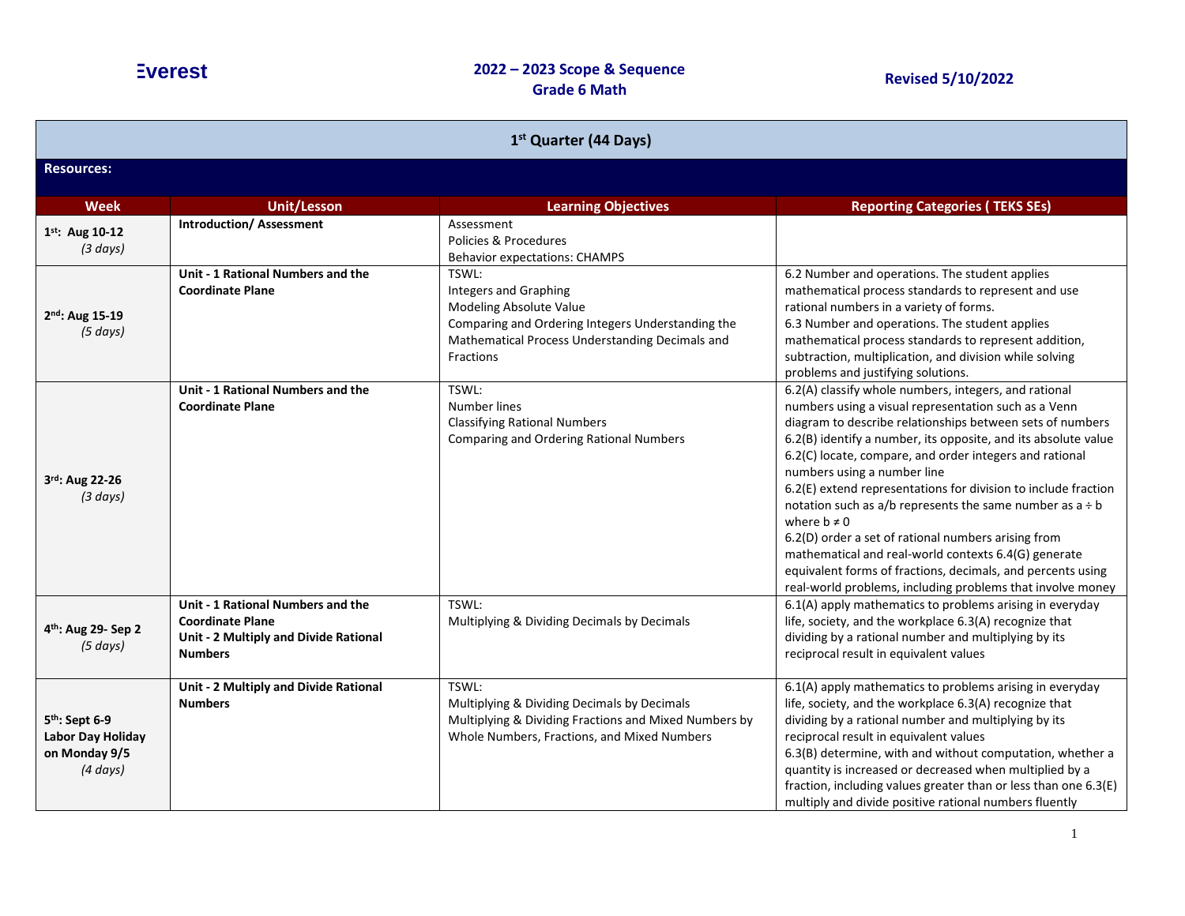Everest

**2022 – 2023 Scope & Sequence**
**Grade 6 Math**

**Revised 5/10/2022**

| 1st Quarter (44 Days) | | | |
|---|---|---|---|
| **Resources:** | | | |
| **Week** | **Unit/Lesson** | **Learning Objectives** | **Reporting Categories ( TEKS SEs)** |
| **1st: Aug 10-12** *(3 days)* | **Introduction/ Assessment** | Assessment<br>Policies & Procedures<br>Behavior expectations: CHAMPS | |
| **2nd: Aug 15-19** *(5 days)* | **Unit - 1 Rational Numbers and the Coordinate Plane** | TSWL:<br>Integers and Graphing<br>Modeling Absolute Value<br>Comparing and Ordering Integers Understanding the Mathematical Process Understanding Decimals and Fractions | 6.2 Number and operations. The student applies mathematical process standards to represent and use rational numbers in a variety of forms.<br>6.3 Number and operations. The student applies mathematical process standards to represent addition, subtraction, multiplication, and division while solving problems and justifying solutions. |
| **3rd: Aug 22-26** *(3 days)* | **Unit - 1 Rational Numbers and the Coordinate Plane** | TSWL:<br>Number lines<br>Classifying Rational Numbers<br>Comparing and Ordering Rational Numbers | 6.2(A) classify whole numbers, integers, and rational numbers using a visual representation such as a Venn diagram to describe relationships between sets of numbers<br>6.2(B) identify a number, its opposite, and its absolute value<br>6.2(C) locate, compare, and order integers and rational numbers using a number line<br>6.2(E) extend representations for division to include fraction notation such as a/b represents the same number as a ÷ b where b ≠ 0<br>6.2(D) order a set of rational numbers arising from mathematical and real-world contexts 6.4(G) generate equivalent forms of fractions, decimals, and percents using real-world problems, including problems that involve money |
| **4th: Aug 29- Sep 2** *(5 days)* | **Unit - 1 Rational Numbers and the Coordinate Plane**<br>**Unit - 2 Multiply and Divide Rational Numbers** | TSWL:<br>Multiplying & Dividing Decimals by Decimals | 6.1(A) apply mathematics to problems arising in everyday life, society, and the workplace 6.3(A) recognize that dividing by a rational number and multiplying by its reciprocal result in equivalent values |
| **5th: Sept 6-9**<br>**Labor Day Holiday on Monday 9/5** *(4 days)* | **Unit - 2 Multiply and Divide Rational Numbers** | TSWL:<br>Multiplying & Dividing Decimals by Decimals<br>Multiplying & Dividing Fractions and Mixed Numbers by Whole Numbers, Fractions, and Mixed Numbers | 6.1(A) apply mathematics to problems arising in everyday life, society, and the workplace 6.3(A) recognize that dividing by a rational number and multiplying by its reciprocal result in equivalent values<br>6.3(B) determine, with and without computation, whether a quantity is increased or decreased when multiplied by a fraction, including values greater than or less than one 6.3(E) multiply and divide positive rational numbers fluently |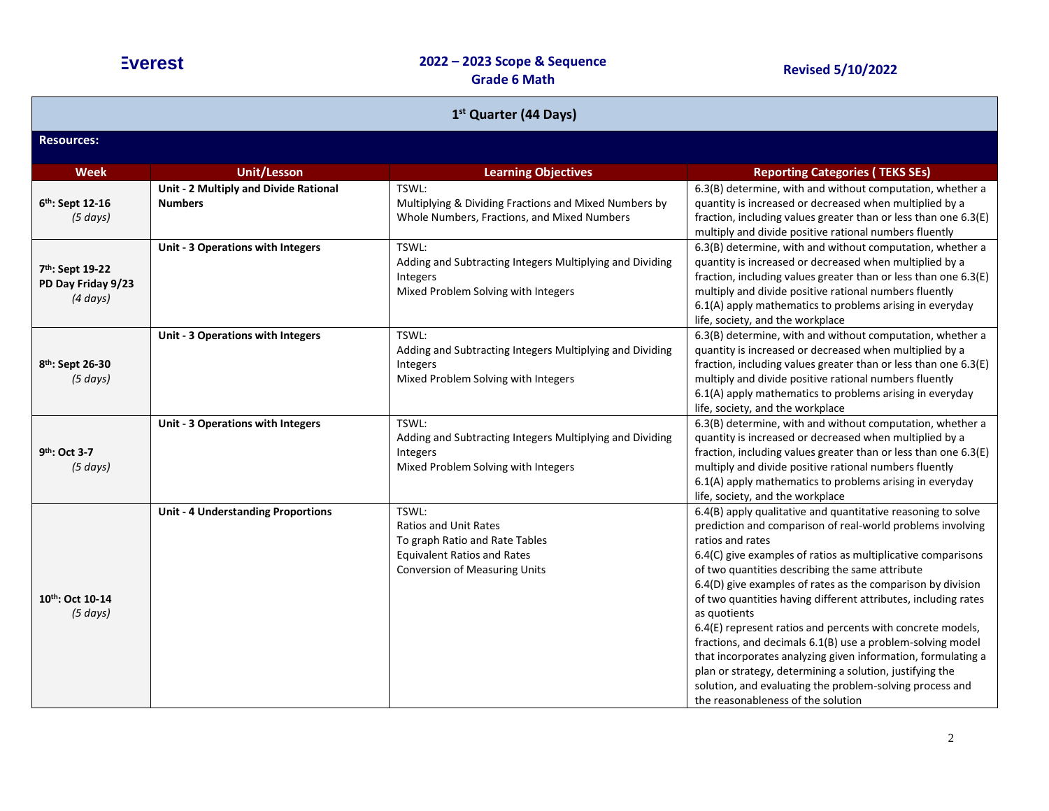Everest

**2022 – 2023 Scope & Sequence**
**Grade 6 Math**

**Revised 5/10/2022**

| 1st Quarter (44 Days) | | | |
|---|---|---|---|
| **Resources:** | | | |
| **Week** | **Unit/Lesson** | **Learning Objectives** | **Reporting Categories ( TEKS SEs)** |
| **6th: Sept 12-16** *(5 days)* | **Unit - 2 Multiply and Divide Rational Numbers** | TSWL: Multiplying & Dividing Fractions and Mixed Numbers by Whole Numbers, Fractions, and Mixed Numbers | 6.3(B) determine, with and without computation, whether a quantity is increased or decreased when multiplied by a fraction, including values greater than or less than one 6.3(E) multiply and divide positive rational numbers fluently |
| **7th: Sept 19-22 PD Day Friday 9/23** *(4 days)* | **Unit - 3 Operations with Integers** | TSWL: Adding and Subtracting Integers Multiplying and Dividing Integers Mixed Problem Solving with Integers | 6.3(B) determine, with and without computation, whether a quantity is increased or decreased when multiplied by a fraction, including values greater than or less than one 6.3(E) multiply and divide positive rational numbers fluently 6.1(A) apply mathematics to problems arising in everyday life, society, and the workplace |
| **8th: Sept 26-30** *(5 days)* | **Unit - 3 Operations with Integers** | TSWL: Adding and Subtracting Integers Multiplying and Dividing Integers Mixed Problem Solving with Integers | 6.3(B) determine, with and without computation, whether a quantity is increased or decreased when multiplied by a fraction, including values greater than or less than one 6.3(E) multiply and divide positive rational numbers fluently 6.1(A) apply mathematics to problems arising in everyday life, society, and the workplace |
| **9th: Oct 3-7** *(5 days)* | **Unit - 3 Operations with Integers** | TSWL: Adding and Subtracting Integers Multiplying and Dividing Integers Mixed Problem Solving with Integers | 6.3(B) determine, with and without computation, whether a quantity is increased or decreased when multiplied by a fraction, including values greater than or less than one 6.3(E) multiply and divide positive rational numbers fluently 6.1(A) apply mathematics to problems arising in everyday life, society, and the workplace |
| **10th: Oct 10-14** *(5 days)* | **Unit - 4 Understanding Proportions** | TSWL: Ratios and Unit Rates To graph Ratio and Rate Tables Equivalent Ratios and Rates Conversion of Measuring Units | 6.4(B) apply qualitative and quantitative reasoning to solve prediction and comparison of real-world problems involving ratios and rates 6.4(C) give examples of ratios as multiplicative comparisons of two quantities describing the same attribute 6.4(D) give examples of rates as the comparison by division of two quantities having different attributes, including rates as quotients 6.4(E) represent ratios and percents with concrete models, fractions, and decimals 6.1(B) use a problem-solving model that incorporates analyzing given information, formulating a plan or strategy, determining a solution, justifying the solution, and evaluating the problem-solving process and the reasonableness of the solution |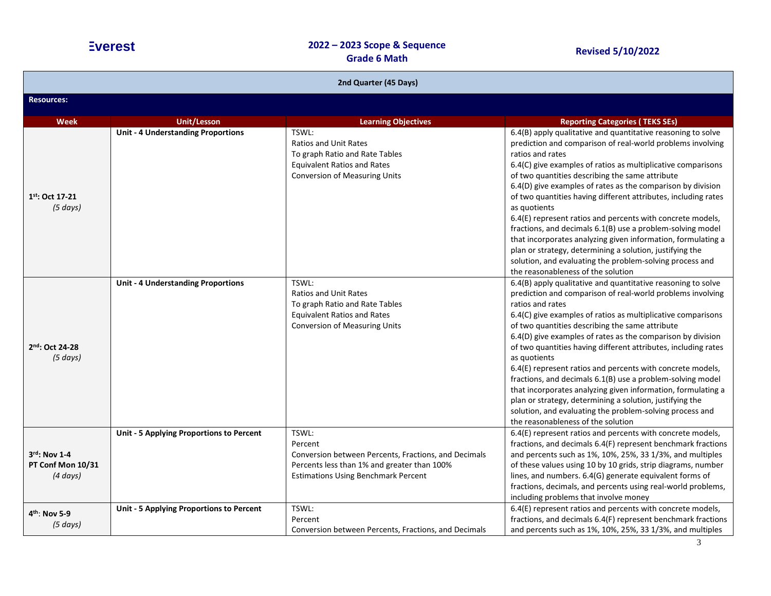**Everest** | **2022 – 2023 Scope & Sequence Grade 6 Math** | **Revised 5/10/2022**

| 2nd Quarter (45 Days) | | | |
|---|---|---|---|
| **Resources:** | | | |
| **Week** | **Unit/Lesson** | **Learning Objectives** | **Reporting Categories ( TEKS SEs)** |
| **1st: Oct 17-21** *(5 days)* | **Unit - 4 Understanding Proportions** | TSWL:<br>Ratios and Unit Rates<br>To graph Ratio and Rate Tables<br>Equivalent Ratios and Rates<br>Conversion of Measuring Units | 6.4(B) apply qualitative and quantitative reasoning to solve prediction and comparison of real-world problems involving ratios and rates<br>6.4(C) give examples of ratios as multiplicative comparisons of two quantities describing the same attribute<br>6.4(D) give examples of rates as the comparison by division of two quantities having different attributes, including rates as quotients<br>6.4(E) represent ratios and percents with concrete models, fractions, and decimals 6.1(B) use a problem-solving model that incorporates analyzing given information, formulating a plan or strategy, determining a solution, justifying the solution, and evaluating the problem-solving process and the reasonableness of the solution |
| **2nd: Oct 24-28** *(5 days)* | **Unit - 4 Understanding Proportions** | TSWL:<br>Ratios and Unit Rates<br>To graph Ratio and Rate Tables<br>Equivalent Ratios and Rates<br>Conversion of Measuring Units | 6.4(B) apply qualitative and quantitative reasoning to solve prediction and comparison of real-world problems involving ratios and rates<br>6.4(C) give examples of ratios as multiplicative comparisons of two quantities describing the same attribute<br>6.4(D) give examples of rates as the comparison by division of two quantities having different attributes, including rates as quotients<br>6.4(E) represent ratios and percents with concrete models, fractions, and decimals 6.1(B) use a problem-solving model that incorporates analyzing given information, formulating a plan or strategy, determining a solution, justifying the solution, and evaluating the problem-solving process and the reasonableness of the solution |
| **3rd: Nov 1-4**<br>**PT Conf Mon 10/31**<br>*(4 days)* | **Unit - 5 Applying Proportions to Percent** | TSWL:<br>Percent<br>Conversion between Percents, Fractions, and Decimals<br>Percents less than 1% and greater than 100%<br>Estimations Using Benchmark Percent | 6.4(E) represent ratios and percents with concrete models, fractions, and decimals 6.4(F) represent benchmark fractions and percents such as 1%, 10%, 25%, 33 1/3%, and multiples of these values using 10 by 10 grids, strip diagrams, number lines, and numbers. 6.4(G) generate equivalent forms of fractions, decimals, and percents using real-world problems, including problems that involve money |
| **4th: Nov 5-9** *(5 days)* | **Unit - 5 Applying Proportions to Percent** | TSWL:<br>Percent<br>Conversion between Percents, Fractions, and Decimals | 6.4(E) represent ratios and percents with concrete models, fractions, and decimals 6.4(F) represent benchmark fractions and percents such as 1%, 10%, 25%, 33 1/3%, and multiples |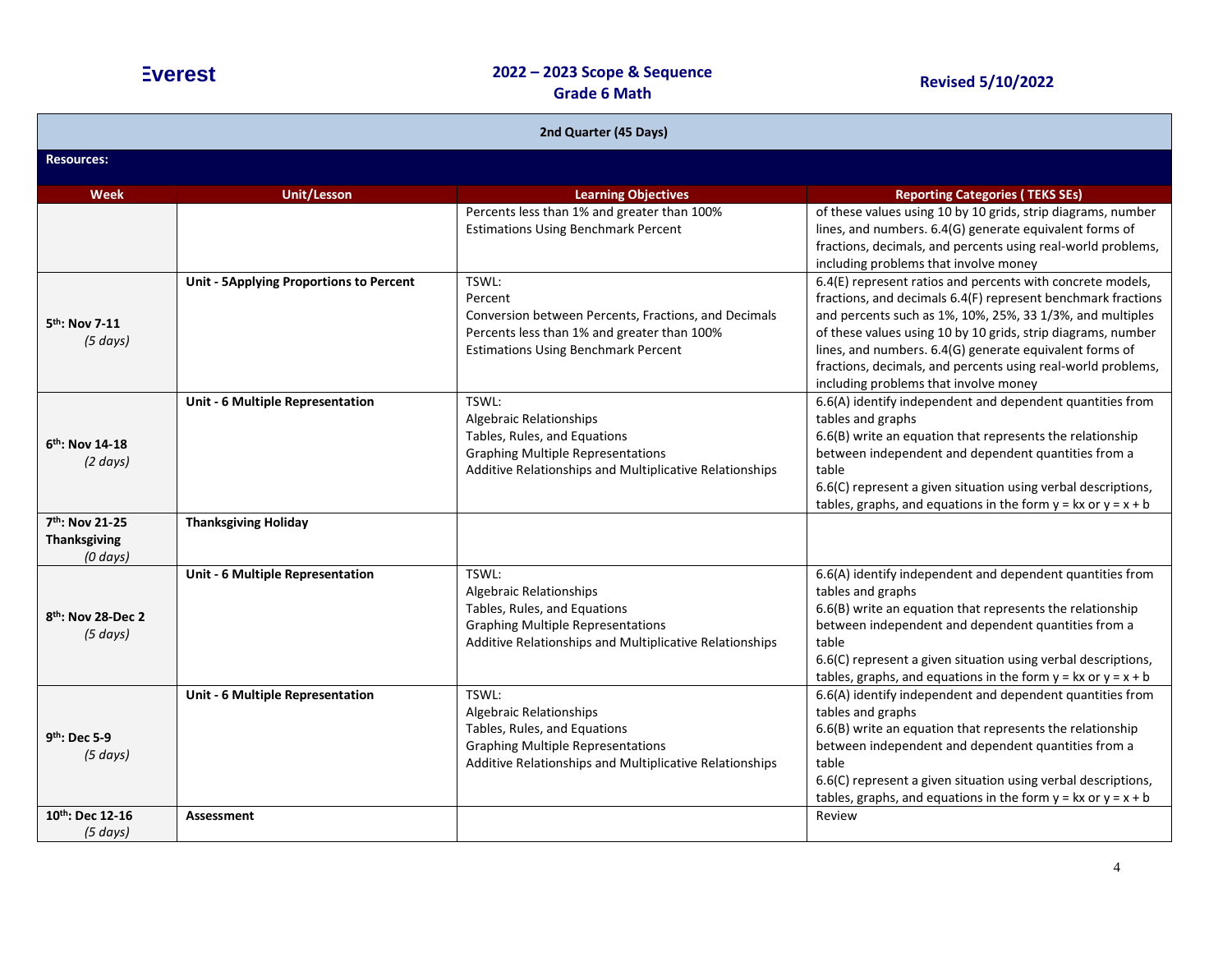**2nd Quarter (45 Days)**

**Resources:**

| Week | Unit/Lesson | Learning Objectives | Reporting Categories ( TEKS SEs) |
|---|---|---|---|
| | | Percents less than 1% and greater than 100%<br>Estimations Using Benchmark Percent | of these values using 10 by 10 grids, strip diagrams, number lines, and numbers. 6.4(G) generate equivalent forms of fractions, decimals, and percents using real-world problems, including problems that involve money |
| **5th: Nov 7-11**<br>*(5 days)* | **Unit - 5Applying Proportions to Percent** | TSWL:<br>Percent<br>Conversion between Percents, Fractions, and Decimals<br>Percents less than 1% and greater than 100%<br>Estimations Using Benchmark Percent | 6.4(E) represent ratios and percents with concrete models, fractions, and decimals 6.4(F) represent benchmark fractions and percents such as 1%, 10%, 25%, 33 1/3%, and multiples of these values using 10 by 10 grids, strip diagrams, number lines, and numbers. 6.4(G) generate equivalent forms of fractions, decimals, and percents using real-world problems, including problems that involve money |
| **6th: Nov 14-18**<br>*(2 days)* | **Unit - 6 Multiple Representation** | TSWL:<br>Algebraic Relationships<br>Tables, Rules, and Equations<br>Graphing Multiple Representations<br>Additive Relationships and Multiplicative Relationships | 6.6(A) identify independent and dependent quantities from tables and graphs<br>6.6(B) write an equation that represents the relationship between independent and dependent quantities from a table<br>6.6(C) represent a given situation using verbal descriptions, tables, graphs, and equations in the form $y = kx$ or $y = x + b$ |
| **7th: Nov 21-25**<br>**Thanksgiving**<br>*(0 days)* | **Thanksgiving Holiday** | | |
| **8th: Nov 28-Dec 2**<br>*(5 days)* | **Unit - 6 Multiple Representation** | TSWL:<br>Algebraic Relationships<br>Tables, Rules, and Equations<br>Graphing Multiple Representations<br>Additive Relationships and Multiplicative Relationships | 6.6(A) identify independent and dependent quantities from tables and graphs<br>6.6(B) write an equation that represents the relationship between independent and dependent quantities from a table<br>6.6(C) represent a given situation using verbal descriptions, tables, graphs, and equations in the form $y = kx$ or $y = x + b$ |
| **9th: Dec 5-9**<br>*(5 days)* | **Unit - 6 Multiple Representation** | TSWL:<br>Algebraic Relationships<br>Tables, Rules, and Equations<br>Graphing Multiple Representations<br>Additive Relationships and Multiplicative Relationships | 6.6(A) identify independent and dependent quantities from tables and graphs<br>6.6(B) write an equation that represents the relationship between independent and dependent quantities from a table<br>6.6(C) represent a given situation using verbal descriptions, tables, graphs, and equations in the form $y = kx$ or $y = x + b$ |
| **10th: Dec 12-16**<br>*(5 days)* | **Assessment** | | Review |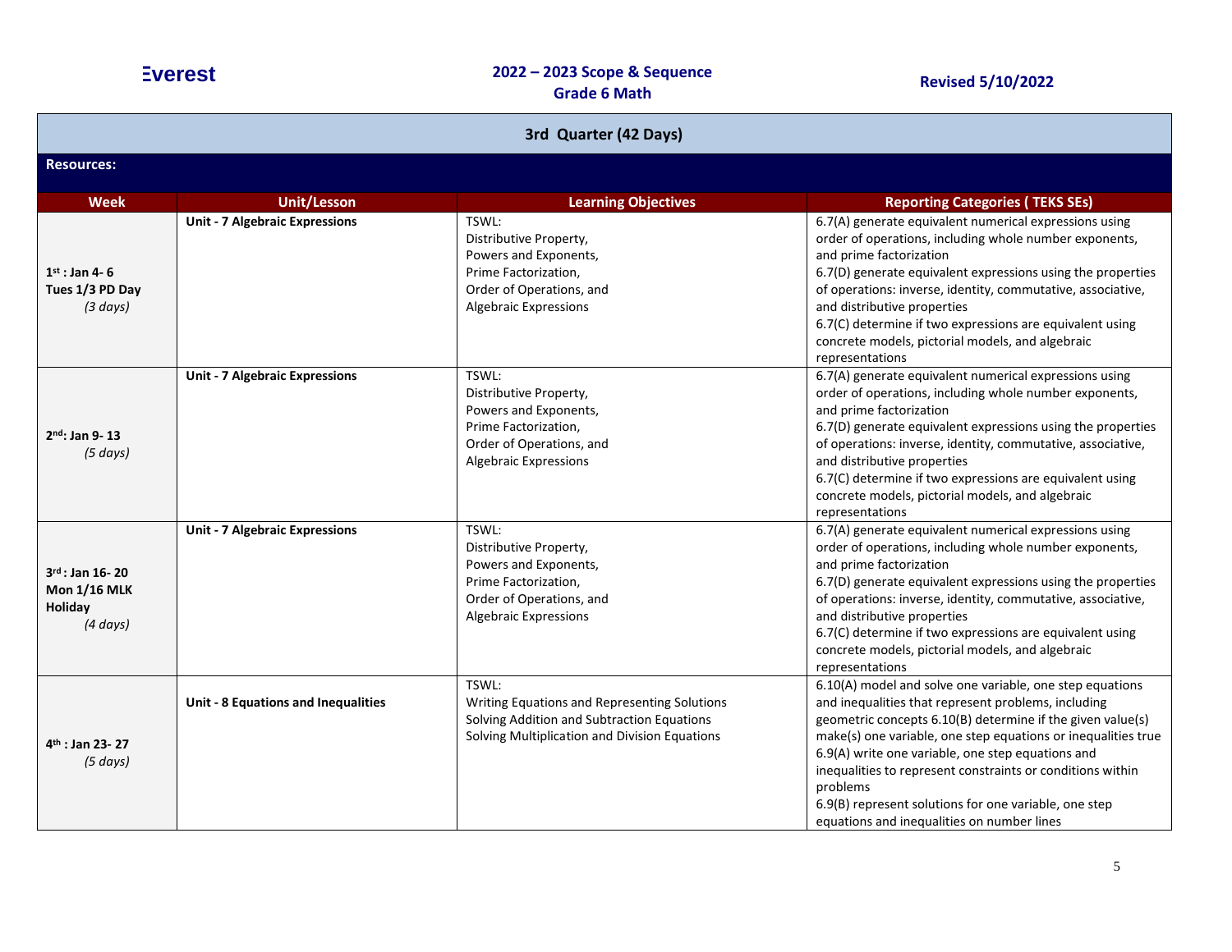Everest

**2022 – 2023 Scope & Sequence**
**Grade 6 Math**

**Revised 5/10/2022**

## 3rd Quarter (42 Days)

**Resources:**

| Week | Unit/Lesson | Learning Objectives | Reporting Categories ( TEKS SEs) |
|---|---|---|---|
| **1st : Jan 4- 6**<br>**Tues 1/3 PD Day**<br>*(3 days)* | **Unit - 7 Algebraic Expressions** | TSWL:<br>Distributive Property,<br>Powers and Exponents,<br>Prime Factorization,<br>Order of Operations, and<br>Algebraic Expressions | 6.7(A) generate equivalent numerical expressions using order of operations, including whole number exponents, and prime factorization<br>6.7(D) generate equivalent expressions using the properties of operations: inverse, identity, commutative, associative, and distributive properties<br>6.7(C) determine if two expressions are equivalent using concrete models, pictorial models, and algebraic representations |
| **2nd: Jan 9- 13**<br>*(5 days)* | **Unit - 7 Algebraic Expressions** | TSWL:<br>Distributive Property,<br>Powers and Exponents,<br>Prime Factorization,<br>Order of Operations, and<br>Algebraic Expressions | 6.7(A) generate equivalent numerical expressions using order of operations, including whole number exponents, and prime factorization<br>6.7(D) generate equivalent expressions using the properties of operations: inverse, identity, commutative, associative, and distributive properties<br>6.7(C) determine if two expressions are equivalent using concrete models, pictorial models, and algebraic representations |
| **3rd : Jan 16- 20**<br>**Mon 1/16 MLK Holiday**<br>*(4 days)* | **Unit - 7 Algebraic Expressions** | TSWL:<br>Distributive Property,<br>Powers and Exponents,<br>Prime Factorization,<br>Order of Operations, and<br>Algebraic Expressions | 6.7(A) generate equivalent numerical expressions using order of operations, including whole number exponents, and prime factorization<br>6.7(D) generate equivalent expressions using the properties of operations: inverse, identity, commutative, associative, and distributive properties<br>6.7(C) determine if two expressions are equivalent using concrete models, pictorial models, and algebraic representations |
| **4th : Jan 23- 27**<br>*(5 days)* | **Unit - 8 Equations and Inequalities** | TSWL:<br>Writing Equations and Representing Solutions<br>Solving Addition and Subtraction Equations<br>Solving Multiplication and Division Equations | 6.10(A) model and solve one variable, one step equations and inequalities that represent problems, including geometric concepts 6.10(B) determine if the given value(s) make(s) one variable, one step equations or inequalities true<br>6.9(A) write one variable, one step equations and inequalities to represent constraints or conditions within problems<br>6.9(B) represent solutions for one variable, one step equations and inequalities on number lines |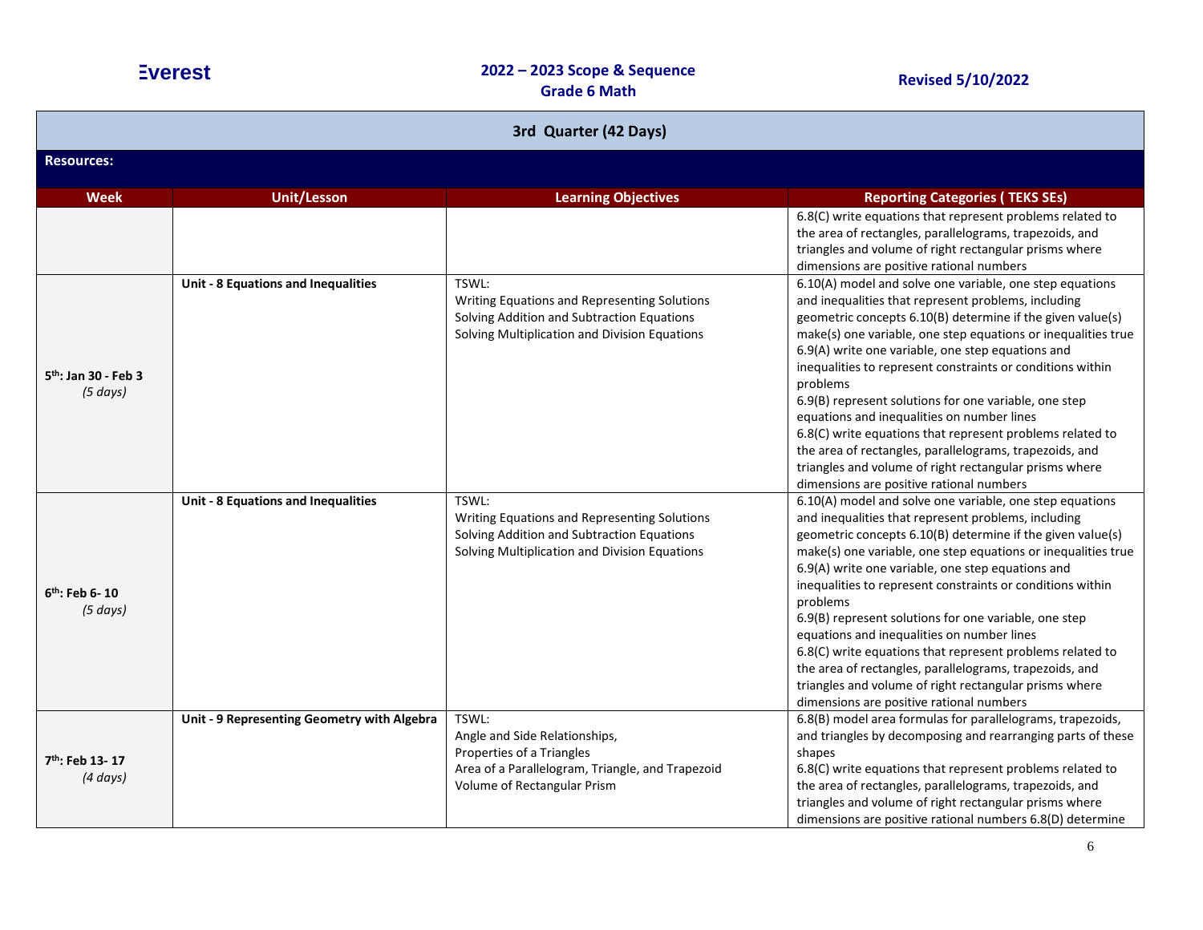## 3rd Quarter (42 Days)

**Resources:**

| Week | Unit/Lesson | Learning Objectives | Reporting Categories ( TEKS SEs) |
|---|---|---|---|
| | | | 6.8(C) write equations that represent problems related to the area of rectangles, parallelograms, trapezoids, and triangles and volume of right rectangular prisms where dimensions are positive rational numbers |
| **5th: Jan 30 - Feb 3** *(5 days)* | **Unit - 8 Equations and Inequalities** | TSWL:<br>Writing Equations and Representing Solutions<br>Solving Addition and Subtraction Equations<br>Solving Multiplication and Division Equations | 6.10(A) model and solve one variable, one step equations and inequalities that represent problems, including geometric concepts 6.10(B) determine if the given value(s) make(s) one variable, one step equations or inequalities true<br>6.9(A) write one variable, one step equations and inequalities to represent constraints or conditions within problems<br>6.9(B) represent solutions for one variable, one step equations and inequalities on number lines<br>6.8(C) write equations that represent problems related to the area of rectangles, parallelograms, trapezoids, and triangles and volume of right rectangular prisms where dimensions are positive rational numbers |
| **6th: Feb 6- 10** *(5 days)* | **Unit - 8 Equations and Inequalities** | TSWL:<br>Writing Equations and Representing Solutions<br>Solving Addition and Subtraction Equations<br>Solving Multiplication and Division Equations | 6.10(A) model and solve one variable, one step equations and inequalities that represent problems, including geometric concepts 6.10(B) determine if the given value(s) make(s) one variable, one step equations or inequalities true<br>6.9(A) write one variable, one step equations and inequalities to represent constraints or conditions within problems<br>6.9(B) represent solutions for one variable, one step equations and inequalities on number lines<br>6.8(C) write equations that represent problems related to the area of rectangles, parallelograms, trapezoids, and triangles and volume of right rectangular prisms where dimensions are positive rational numbers |
| **7th: Feb 13- 17** *(4 days)* | **Unit - 9 Representing Geometry with Algebra** | TSWL:<br>Angle and Side Relationships,<br>Properties of a Triangles<br>Area of a Parallelogram, Triangle, and Trapezoid<br>Volume of Rectangular Prism | 6.8(B) model area formulas for parallelograms, trapezoids, and triangles by decomposing and rearranging parts of these shapes<br>6.8(C) write equations that represent problems related to the area of rectangles, parallelograms, trapezoids, and triangles and volume of right rectangular prisms where dimensions are positive rational numbers 6.8(D) determine |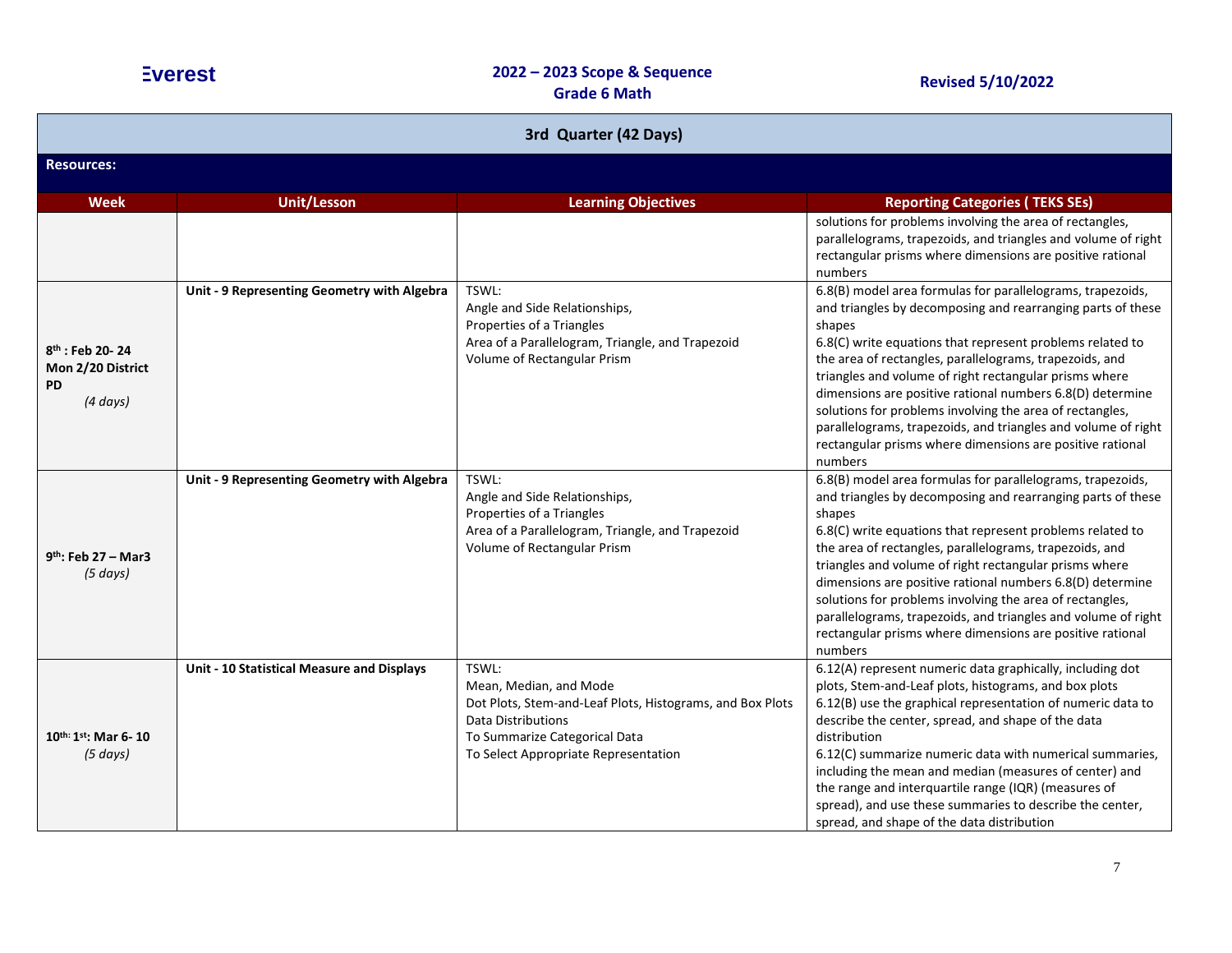Everest

**2022 – 2023 Scope & Sequence**
**Grade 6 Math**

**Revised 5/10/2022**

| **3rd Quarter (42 Days)** | | | |
|---|---|---|---|
| **Resources:** | | | |
| **Week** | **Unit/Lesson** | **Learning Objectives** | **Reporting Categories ( TEKS SEs)** |
| | | | solutions for problems involving the area of rectangles, parallelograms, trapezoids, and triangles and volume of right rectangular prisms where dimensions are positive rational numbers |
| **8th : Feb 20- 24 Mon 2/20 District PD** *(4 days)* | **Unit - 9 Representing Geometry with Algebra** | TSWL:<br>Angle and Side Relationships,<br>Properties of a Triangles<br>Area of a Parallelogram, Triangle, and Trapezoid<br>Volume of Rectangular Prism | 6.8(B) model area formulas for parallelograms, trapezoids, and triangles by decomposing and rearranging parts of these shapes<br>6.8(C) write equations that represent problems related to the area of rectangles, parallelograms, trapezoids, and triangles and volume of right rectangular prisms where dimensions are positive rational numbers 6.8(D) determine solutions for problems involving the area of rectangles, parallelograms, trapezoids, and triangles and volume of right rectangular prisms where dimensions are positive rational numbers |
| **9th: Feb 27 – Mar3** *(5 days)* | **Unit - 9 Representing Geometry with Algebra** | TSWL:<br>Angle and Side Relationships,<br>Properties of a Triangles<br>Area of a Parallelogram, Triangle, and Trapezoid<br>Volume of Rectangular Prism | 6.8(B) model area formulas for parallelograms, trapezoids, and triangles by decomposing and rearranging parts of these shapes<br>6.8(C) write equations that represent problems related to the area of rectangles, parallelograms, trapezoids, and triangles and volume of right rectangular prisms where dimensions are positive rational numbers 6.8(D) determine solutions for problems involving the area of rectangles, parallelograms, trapezoids, and triangles and volume of right rectangular prisms where dimensions are positive rational numbers |
| **10th: 1st: Mar 6- 10** *(5 days)* | **Unit - 10 Statistical Measure and Displays** | TSWL:<br>Mean, Median, and Mode<br>Dot Plots, Stem-and-Leaf Plots, Histograms, and Box Plots<br>Data Distributions<br>To Summarize Categorical Data<br>To Select Appropriate Representation | 6.12(A) represent numeric data graphically, including dot plots, Stem-and-Leaf plots, histograms, and box plots<br>6.12(B) use the graphical representation of numeric data to describe the center, spread, and shape of the data distribution<br>6.12(C) summarize numeric data with numerical summaries, including the mean and median (measures of center) and the range and interquartile range (IQR) (measures of spread), and use these summaries to describe the center, spread, and shape of the data distribution |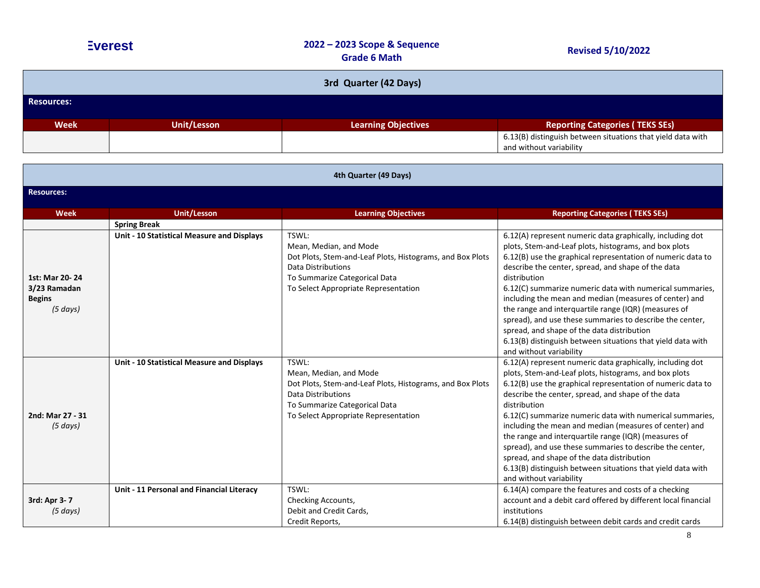## 3rd Quarter (42 Days)

**Resources:**

| Week | Unit/Lesson | Learning Objectives | Reporting Categories ( TEKS SEs) |
|---|---|---|---|
| | | | 6.13(B) distinguish between situations that yield data with and without variability |

## 4th Quarter (49 Days)

**Resources:**

| Week | Unit/Lesson | Learning Objectives | Reporting Categories ( TEKS SEs) |
|---|---|---|---|
| | **Spring Break** | | |
| **1st: Mar 20- 24**<br>**3/23 Ramadan Begins**<br>*(5 days)* | **Unit - 10 Statistical Measure and Displays** | TSWL:<br>Mean, Median, and Mode<br>Dot Plots, Stem-and-Leaf Plots, Histograms, and Box Plots<br>Data Distributions<br>To Summarize Categorical Data<br>To Select Appropriate Representation | 6.12(A) represent numeric data graphically, including dot plots, Stem-and-Leaf plots, histograms, and box plots<br>6.12(B) use the graphical representation of numeric data to describe the center, spread, and shape of the data distribution<br>6.12(C) summarize numeric data with numerical summaries, including the mean and median (measures of center) and the range and interquartile range (IQR) (measures of spread), and use these summaries to describe the center, spread, and shape of the data distribution<br>6.13(B) distinguish between situations that yield data with and without variability |
| **2nd: Mar 27 - 31**<br>*(5 days)* | **Unit - 10 Statistical Measure and Displays** | TSWL:<br>Mean, Median, and Mode<br>Dot Plots, Stem-and-Leaf Plots, Histograms, and Box Plots<br>Data Distributions<br>To Summarize Categorical Data<br>To Select Appropriate Representation | 6.12(A) represent numeric data graphically, including dot plots, Stem-and-Leaf plots, histograms, and box plots<br>6.12(B) use the graphical representation of numeric data to describe the center, spread, and shape of the data distribution<br>6.12(C) summarize numeric data with numerical summaries, including the mean and median (measures of center) and the range and interquartile range (IQR) (measures of spread), and use these summaries to describe the center, spread, and shape of the data distribution<br>6.13(B) distinguish between situations that yield data with and without variability |
| **3rd: Apr 3- 7**<br>*(5 days)* | **Unit - 11 Personal and Financial Literacy** | TSWL:<br>Checking Accounts,<br>Debit and Credit Cards,<br>Credit Reports, | 6.14(A) compare the features and costs of a checking account and a debit card offered by different local financial institutions<br>6.14(B) distinguish between debit cards and credit cards |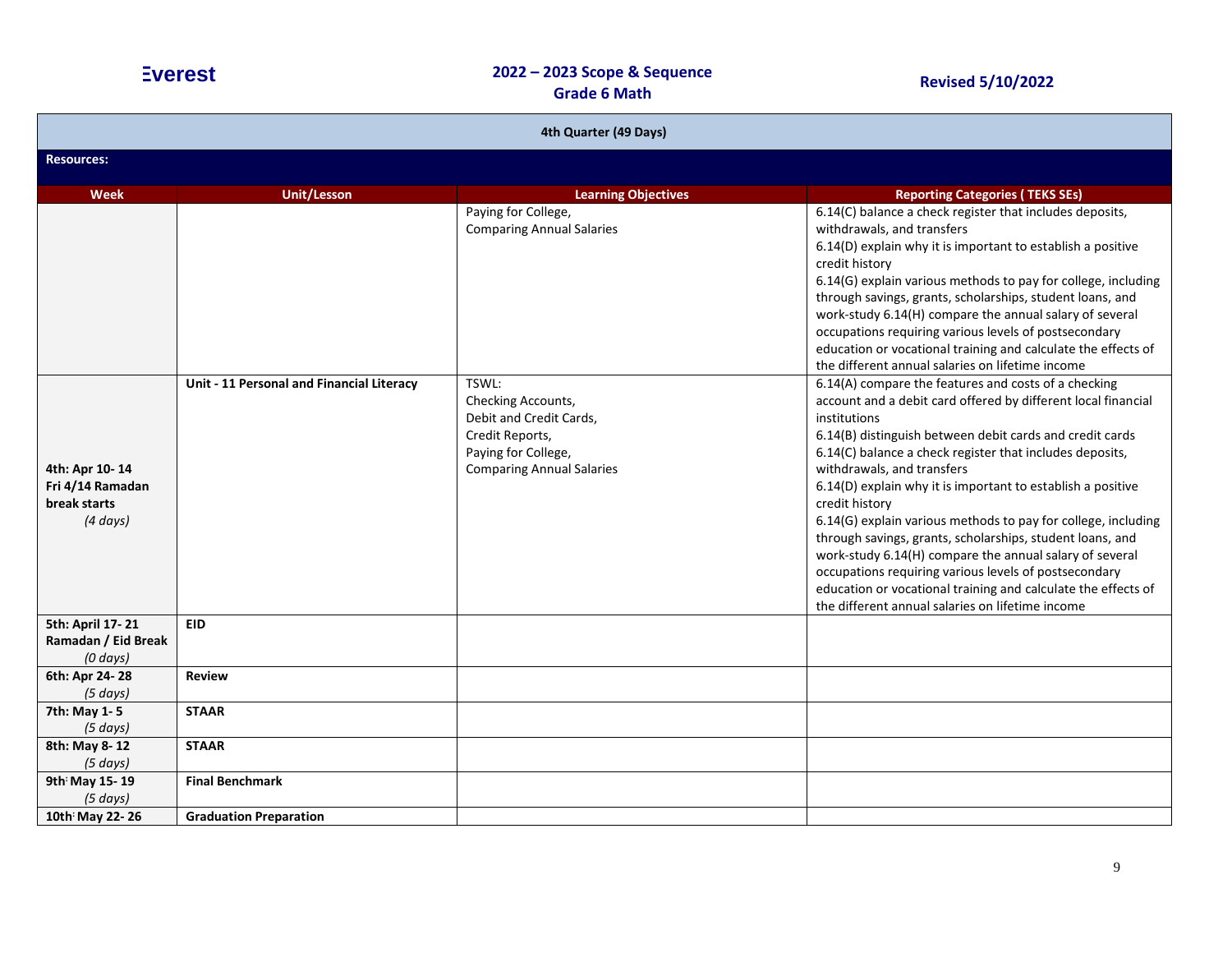| 4th Quarter (49 Days) | | | |
|---|---|---|---|
| **Resources:** | | | |
| **Week** | **Unit/Lesson** | **Learning Objectives** | **Reporting Categories ( TEKS SEs)** |
| | | Paying for College,<br>Comparing Annual Salaries | 6.14(C) balance a check register that includes deposits, withdrawals, and transfers<br>6.14(D) explain why it is important to establish a positive credit history<br>6.14(G) explain various methods to pay for college, including through savings, grants, scholarships, student loans, and work-study 6.14(H) compare the annual salary of several occupations requiring various levels of postsecondary education or vocational training and calculate the effects of the different annual salaries on lifetime income |
| **4th: Apr 10- 14**<br>**Fri 4/14 Ramadan break starts**<br>*(4 days)* | **Unit - 11 Personal and Financial Literacy** | TSWL:<br>Checking Accounts,<br>Debit and Credit Cards,<br>Credit Reports,<br>Paying for College,<br>Comparing Annual Salaries | 6.14(A) compare the features and costs of a checking account and a debit card offered by different local financial institutions<br>6.14(B) distinguish between debit cards and credit cards<br>6.14(C) balance a check register that includes deposits, withdrawals, and transfers<br>6.14(D) explain why it is important to establish a positive credit history<br>6.14(G) explain various methods to pay for college, including through savings, grants, scholarships, student loans, and work-study 6.14(H) compare the annual salary of several occupations requiring various levels of postsecondary education or vocational training and calculate the effects of the different annual salaries on lifetime income |
| **5th: April 17- 21**<br>**Ramadan / Eid Break**<br>*(0 days)* | **EID** | | |
| **6th: Apr 24- 28**<br>*(5 days)* | **Review** | | |
| **7th: May 1- 5**<br>*(5 days)* | **STAAR** | | |
| **8th: May 8- 12**<br>*(5 days)* | **STAAR** | | |
| **9th: May 15- 19**<br>*(5 days)* | **Final Benchmark** | | |
| **10th: May 22- 26** | **Graduation Preparation** | | |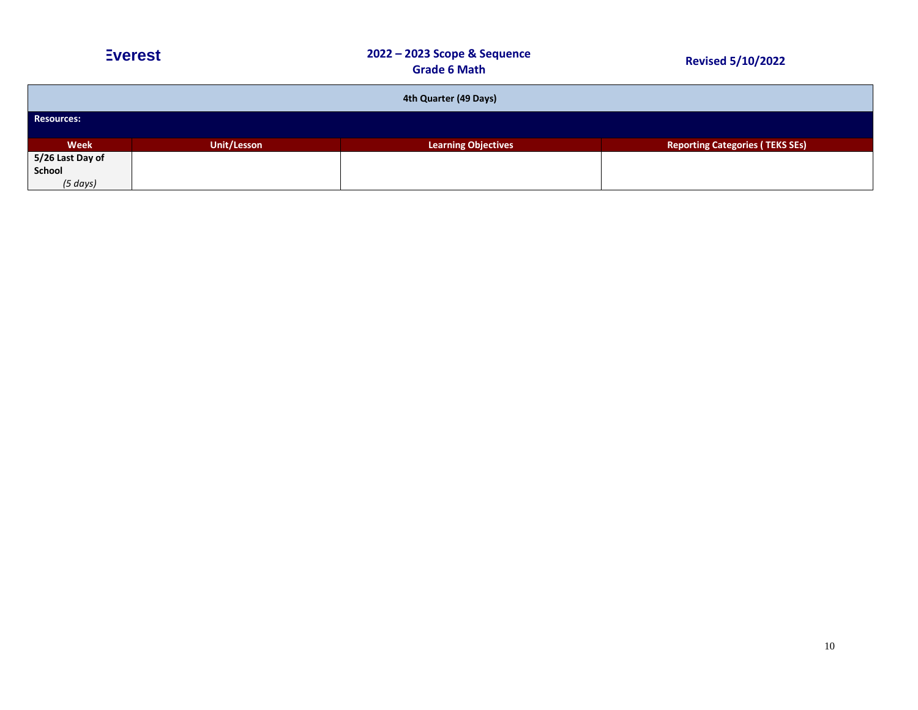**Everest** | **2022 – 2023 Scope & Sequence Grade 6 Math** | **Revised 5/10/2022**

| 4th Quarter (49 Days) | | | |
|---|---|---|---|
| **Resources:** | | | |
| **Week** | **Unit/Lesson** | **Learning Objectives** | **Reporting Categories ( TEKS SEs)** |
| **5/26 Last Day of School** *(5 days)* | | | |